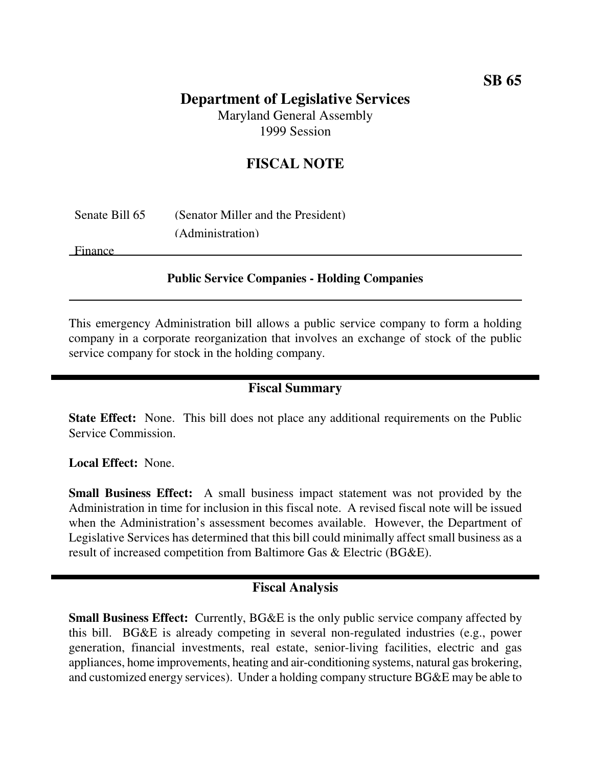**SB 65**

# Department of Legislative Services

Maryland General Assembly
1999 Session

## FISCAL NOTE

Senate Bill 65 (Senator Miller and the President)
(Administration)

Finance

### Public Service Companies - Holding Companies

This emergency Administration bill allows a public service company to form a holding company in a corporate reorganization that involves an exchange of stock of the public service company for stock in the holding company.

## Fiscal Summary

**State Effect:** None. This bill does not place any additional requirements on the Public Service Commission.

**Local Effect:** None.

**Small Business Effect:** A small business impact statement was not provided by the Administration in time for inclusion in this fiscal note. A revised fiscal note will be issued when the Administration's assessment becomes available. However, the Department of Legislative Services has determined that this bill could minimally affect small business as a result of increased competition from Baltimore Gas & Electric (BG&E).

## Fiscal Analysis

**Small Business Effect:** Currently, BG&E is the only public service company affected by this bill. BG&E is already competing in several non-regulated industries (e.g., power generation, financial investments, real estate, senior-living facilities, electric and gas appliances, home improvements, heating and air-conditioning systems, natural gas brokering, and customized energy services). Under a holding company structure BG&E may be able to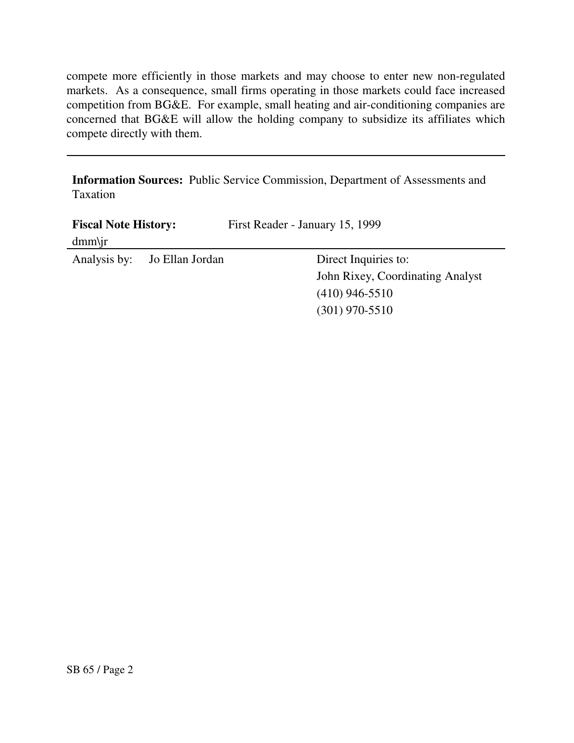compete more efficiently in those markets and may choose to enter new non-regulated markets. As a consequence, small firms operating in those markets could face increased competition from BG&E. For example, small heating and air-conditioning companies are concerned that BG&E will allow the holding company to subsidize its affiliates which compete directly with them.

---

**Information Sources:** Public Service Commission, Department of Assessments and Taxation

**Fiscal Note History:** First Reader - January 15, 1999
dmm\jr

---

Analysis by: Jo Ellan Jordan

Direct Inquiries to:
John Rixey, Coordinating Analyst
(410) 946-5510
(301) 970-5510